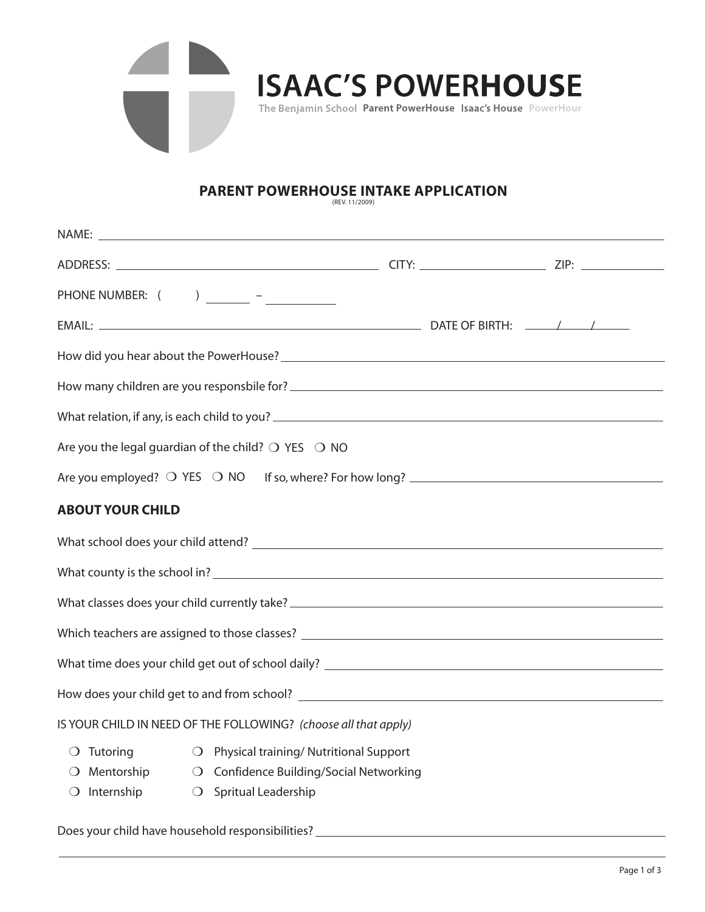# ISAAC'S POWERHOUSE

The Benjamin School **Parent PowerHouse** **Isaac's House** PowerHour

## PARENT POWERHOUSE INTAKE APPLICATION

(REV. 11/2009)

NAME: ______________________________

ADDRESS: ______________________ CITY: ______________ ZIP: __________

PHONE NUMBER: ( ) _______ – _________

EMAIL: ______________________ DATE OF BIRTH: ____/____/____

How did you hear about the PowerHouse? ______________________________

How many children are you responsbile for? ______________________________

What relation, if any, is each child to you? ______________________________

Are you the legal guardian of the child? ❍ YES ❍ NO

Are you employed? ❍ YES ❍ NO If so, where? For how long? ______________________________

### ABOUT YOUR CHILD

What school does your child attend? ______________________________

What county is the school in? ______________________________

What classes does your child currently take? ______________________________

Which teachers are assigned to those classes? ______________________________

What time does your child get out of school daily? ______________________________

How does your child get to and from school? ______________________________

IS YOUR CHILD IN NEED OF THE FOLLOWING? *(choose all that apply)*

- ❍ Tutoring
- ❍ Mentorship
- ❍ Internship
- ❍ Physical training/ Nutritional Support
- ❍ Confidence Building/Social Networking
- ❍ Spritual Leadership

Does your child have household responsibilities? ______________________________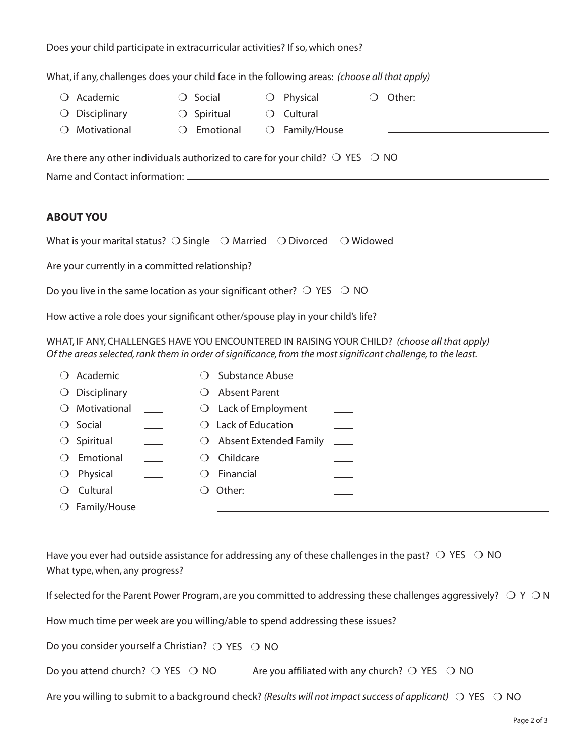Does your child participate in extracurricular activities? If so, which ones? ______________________________

______________________________________________________________________

What, if any, challenges does your child face in the following areas: *(choose all that apply)*

- ❍ Academic
- ❍ Disciplinary
- ❍ Motivational
- ❍ Social
- ❍ Spiritual
- ❍ Emotional
- ❍ Physical
- ❍ Cultural
- ❍ Family/House
- ❍ Other: ______________________________

Are there any other individuals authorized to care for your child? ❍ YES ❍ NO

Name and Contact information: ______________________________

______________________________________________________________________

## ABOUT YOU

What is your marital status? ❍ Single ❍ Married ❍ Divorced ❍ Widowed

Are your currently in a committed relationship? ______________________________

Do you live in the same location as your significant other? ❍ YES ❍ NO

How active a role does your significant other/spouse play in your child's life? ______________________________

WHAT, IF ANY, CHALLENGES HAVE YOU ENCOUNTERED IN RAISING YOUR CHILD? *(choose all that apply)*
*Of the areas selected, rank them in order of significance, from the most significant challenge, to the least.*

- ❍ Academic ____
- ❍ Disciplinary ____
- ❍ Motivational ____
- ❍ Social ____
- ❍ Spiritual ____
- ❍ Emotional ____
- ❍ Physical ____
- ❍ Cultural ____
- ❍ Family/House ____
- ❍ Substance Abuse ____
- ❍ Absent Parent ____
- ❍ Lack of Employment ____
- ❍ Lack of Education ____
- ❍ Absent Extended Family ____
- ❍ Childcare ____
- ❍ Financial ____
- ❍ Other: ____ ______________________________

Have you ever had outside assistance for addressing any of these challenges in the past? ❍ YES ❍ NO
What type, when, any progress? ______________________________

If selected for the Parent Power Program, are you committed to addressing these challenges aggressively? ❍ Y ❍ N

How much time per week are you willing/able to spend addressing these issues? ______________________________

Do you consider yourself a Christian? ❍ YES ❍ NO

Do you attend church? ❍ YES ❍ NO Are you affiliated with any church? ❍ YES ❍ NO

Are you willing to submit to a background check? *(Results will not impact success of applicant)* ❍ YES ❍ NO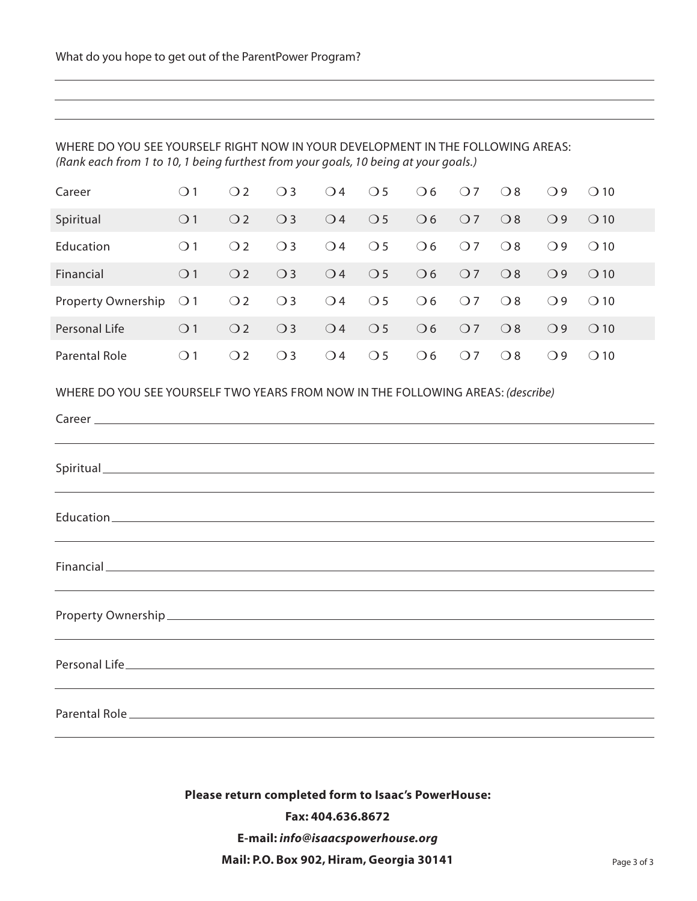What do you hope to get out of the ParentPower Program?

\_\_\_\_\_\_\_\_\_\_\_\_\_\_\_\_\_\_\_\_\_\_\_\_\_\_\_\_\_\_\_\_\_\_\_\_\_\_\_\_\_\_\_\_\_\_\_\_\_\_\_\_\_\_\_\_\_\_\_\_\_\_\_\_\_\_\_\_\_\_\_\_

\_\_\_\_\_\_\_\_\_\_\_\_\_\_\_\_\_\_\_\_\_\_\_\_\_\_\_\_\_\_\_\_\_\_\_\_\_\_\_\_\_\_\_\_\_\_\_\_\_\_\_\_\_\_\_\_\_\_\_\_\_\_\_\_\_\_\_\_\_\_\_\_

\_\_\_\_\_\_\_\_\_\_\_\_\_\_\_\_\_\_\_\_\_\_\_\_\_\_\_\_\_\_\_\_\_\_\_\_\_\_\_\_\_\_\_\_\_\_\_\_\_\_\_\_\_\_\_\_\_\_\_\_\_\_\_\_\_\_\_\_\_\_\_\_

WHERE DO YOU SEE YOURSELF RIGHT NOW IN YOUR DEVELOPMENT IN THE FOLLOWING AREAS:
*(Rank each from 1 to 10, 1 being furthest from your goals, 10 being at your goals.)*

| | | | | | | | | | | |
|---|---|---|---|---|---|---|---|---|---|---|
| Career | ❍ 1 | ❍ 2 | ❍ 3 | ❍ 4 | ❍ 5 | ❍ 6 | ❍ 7 | ❍ 8 | ❍ 9 | ❍ 10 |
| Spiritual | ❍ 1 | ❍ 2 | ❍ 3 | ❍ 4 | ❍ 5 | ❍ 6 | ❍ 7 | ❍ 8 | ❍ 9 | ❍ 10 |
| Education | ❍ 1 | ❍ 2 | ❍ 3 | ❍ 4 | ❍ 5 | ❍ 6 | ❍ 7 | ❍ 8 | ❍ 9 | ❍ 10 |
| Financial | ❍ 1 | ❍ 2 | ❍ 3 | ❍ 4 | ❍ 5 | ❍ 6 | ❍ 7 | ❍ 8 | ❍ 9 | ❍ 10 |
| Property Ownership | ❍ 1 | ❍ 2 | ❍ 3 | ❍ 4 | ❍ 5 | ❍ 6 | ❍ 7 | ❍ 8 | ❍ 9 | ❍ 10 |
| Personal Life | ❍ 1 | ❍ 2 | ❍ 3 | ❍ 4 | ❍ 5 | ❍ 6 | ❍ 7 | ❍ 8 | ❍ 9 | ❍ 10 |
| Parental Role | ❍ 1 | ❍ 2 | ❍ 3 | ❍ 4 | ❍ 5 | ❍ 6 | ❍ 7 | ❍ 8 | ❍ 9 | ❍ 10 |

WHERE DO YOU SEE YOURSELF TWO YEARS FROM NOW IN THE FOLLOWING AREAS: *(describe)*

Career \_\_\_\_\_\_\_\_\_\_\_\_\_\_\_\_\_\_\_\_\_\_\_\_\_\_\_\_\_\_\_\_\_\_\_\_\_\_\_\_\_\_\_\_\_\_\_\_\_\_\_\_\_\_\_\_\_\_\_\_\_\_\_\_

\_\_\_\_\_\_\_\_\_\_\_\_\_\_\_\_\_\_\_\_\_\_\_\_\_\_\_\_\_\_\_\_\_\_\_\_\_\_\_\_\_\_\_\_\_\_\_\_\_\_\_\_\_\_\_\_\_\_\_\_\_\_\_\_\_\_\_\_\_\_\_\_

Spiritual \_\_\_\_\_\_\_\_\_\_\_\_\_\_\_\_\_\_\_\_\_\_\_\_\_\_\_\_\_\_\_\_\_\_\_\_\_\_\_\_\_\_\_\_\_\_\_\_\_\_\_\_\_\_\_\_\_\_\_\_\_\_

\_\_\_\_\_\_\_\_\_\_\_\_\_\_\_\_\_\_\_\_\_\_\_\_\_\_\_\_\_\_\_\_\_\_\_\_\_\_\_\_\_\_\_\_\_\_\_\_\_\_\_\_\_\_\_\_\_\_\_\_\_\_\_\_\_\_\_\_\_\_\_\_

Education \_\_\_\_\_\_\_\_\_\_\_\_\_\_\_\_\_\_\_\_\_\_\_\_\_\_\_\_\_\_\_\_\_\_\_\_\_\_\_\_\_\_\_\_\_\_\_\_\_\_\_\_\_\_\_\_\_\_\_\_\_

\_\_\_\_\_\_\_\_\_\_\_\_\_\_\_\_\_\_\_\_\_\_\_\_\_\_\_\_\_\_\_\_\_\_\_\_\_\_\_\_\_\_\_\_\_\_\_\_\_\_\_\_\_\_\_\_\_\_\_\_\_\_\_\_\_\_\_\_\_\_\_\_

Financial \_\_\_\_\_\_\_\_\_\_\_\_\_\_\_\_\_\_\_\_\_\_\_\_\_\_\_\_\_\_\_\_\_\_\_\_\_\_\_\_\_\_\_\_\_\_\_\_\_\_\_\_\_\_\_\_\_\_\_\_\_\_

\_\_\_\_\_\_\_\_\_\_\_\_\_\_\_\_\_\_\_\_\_\_\_\_\_\_\_\_\_\_\_\_\_\_\_\_\_\_\_\_\_\_\_\_\_\_\_\_\_\_\_\_\_\_\_\_\_\_\_\_\_\_\_\_\_\_\_\_\_\_\_\_

Property Ownership \_\_\_\_\_\_\_\_\_\_\_\_\_\_\_\_\_\_\_\_\_\_\_\_\_\_\_\_\_\_\_\_\_\_\_\_\_\_\_\_\_\_\_\_\_\_\_\_\_\_\_\_\_

\_\_\_\_\_\_\_\_\_\_\_\_\_\_\_\_\_\_\_\_\_\_\_\_\_\_\_\_\_\_\_\_\_\_\_\_\_\_\_\_\_\_\_\_\_\_\_\_\_\_\_\_\_\_\_\_\_\_\_\_\_\_\_\_\_\_\_\_\_\_\_\_

Personal Life \_\_\_\_\_\_\_\_\_\_\_\_\_\_\_\_\_\_\_\_\_\_\_\_\_\_\_\_\_\_\_\_\_\_\_\_\_\_\_\_\_\_\_\_\_\_\_\_\_\_\_\_\_\_\_\_\_\_\_

\_\_\_\_\_\_\_\_\_\_\_\_\_\_\_\_\_\_\_\_\_\_\_\_\_\_\_\_\_\_\_\_\_\_\_\_\_\_\_\_\_\_\_\_\_\_\_\_\_\_\_\_\_\_\_\_\_\_\_\_\_\_\_\_\_\_\_\_\_\_\_\_

Parental Role \_\_\_\_\_\_\_\_\_\_\_\_\_\_\_\_\_\_\_\_\_\_\_\_\_\_\_\_\_\_\_\_\_\_\_\_\_\_\_\_\_\_\_\_\_\_\_\_\_\_\_\_\_\_\_\_\_\_\_

\_\_\_\_\_\_\_\_\_\_\_\_\_\_\_\_\_\_\_\_\_\_\_\_\_\_\_\_\_\_\_\_\_\_\_\_\_\_\_\_\_\_\_\_\_\_\_\_\_\_\_\_\_\_\_\_\_\_\_\_\_\_\_\_\_\_\_\_\_\_\_\_

**Please return completed form to Isaac's PowerHouse:**

**Fax: 404.636.8672**

**E-mail: *info@isaacspowerhouse.org***

**Mail: P.O. Box 902, Hiram, Georgia 30141**